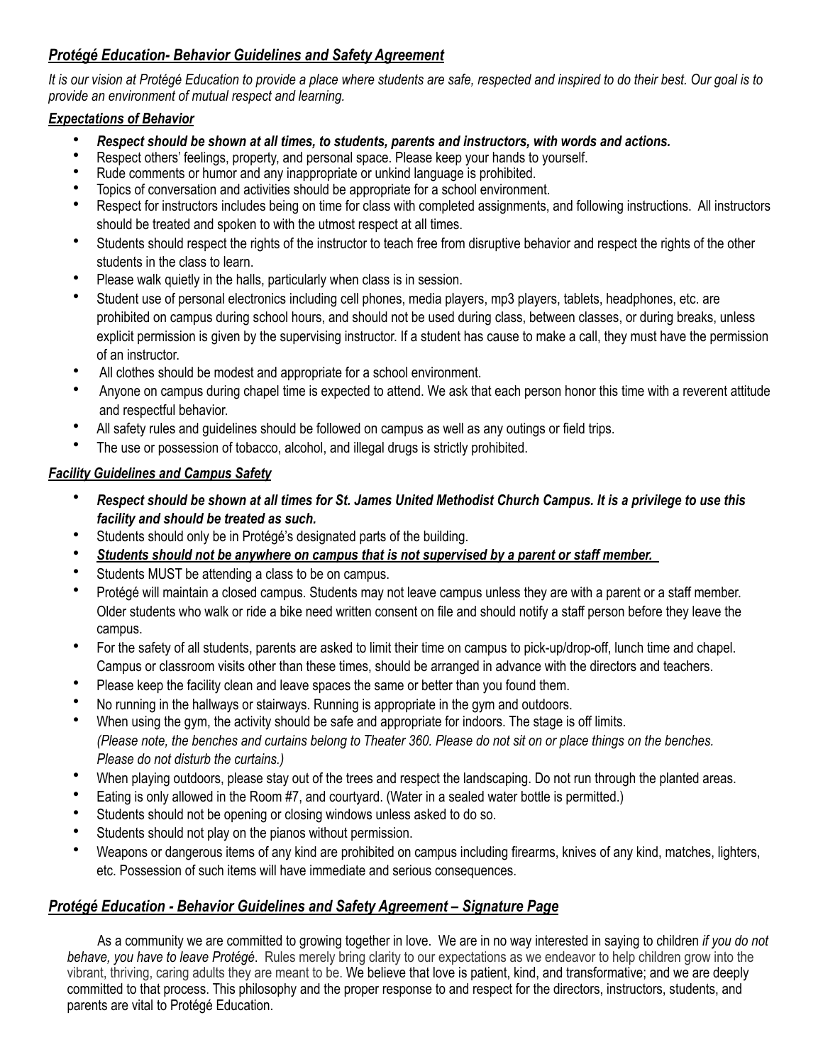## ***Protégé Education- Behavior Guidelines and Safety Agreement***

*It is our vision at Protégé Education to provide a place where students are safe, respected and inspired to do their best. Our goal is to provide an environment of mutual respect and learning.*

### ***Expectations of Behavior***

- ***Respect should be shown at all times, to students, parents and instructors, with words and actions.***
- Respect others' feelings, property, and personal space. Please keep your hands to yourself.
- Rude comments or humor and any inappropriate or unkind language is prohibited.
- Topics of conversation and activities should be appropriate for a school environment.
- Respect for instructors includes being on time for class with completed assignments, and following instructions. All instructors should be treated and spoken to with the utmost respect at all times.
- Students should respect the rights of the instructor to teach free from disruptive behavior and respect the rights of the other students in the class to learn.
- Please walk quietly in the halls, particularly when class is in session.
- Student use of personal electronics including cell phones, media players, mp3 players, tablets, headphones, etc. are prohibited on campus during school hours, and should not be used during class, between classes, or during breaks, unless explicit permission is given by the supervising instructor. If a student has cause to make a call, they must have the permission of an instructor.
- All clothes should be modest and appropriate for a school environment.
- Anyone on campus during chapel time is expected to attend. We ask that each person honor this time with a reverent attitude and respectful behavior.
- All safety rules and guidelines should be followed on campus as well as any outings or field trips.
- The use or possession of tobacco, alcohol, and illegal drugs is strictly prohibited.

### ***Facility Guidelines and Campus Safety***

- ***Respect should be shown at all times for St. James United Methodist Church Campus. It is a privilege to use this facility and should be treated as such.***
- Students should only be in Protégé's designated parts of the building.
- ***Students should not be anywhere on campus that is not supervised by a parent or staff member.***
- Students MUST be attending a class to be on campus.
- Protégé will maintain a closed campus. Students may not leave campus unless they are with a parent or a staff member. Older students who walk or ride a bike need written consent on file and should notify a staff person before they leave the campus.
- For the safety of all students, parents are asked to limit their time on campus to pick-up/drop-off, lunch time and chapel. Campus or classroom visits other than these times, should be arranged in advance with the directors and teachers.
- Please keep the facility clean and leave spaces the same or better than you found them.
- No running in the hallways or stairways. Running is appropriate in the gym and outdoors.
- When using the gym, the activity should be safe and appropriate for indoors. The stage is off limits.
  *(Please note, the benches and curtains belong to Theater 360. Please do not sit on or place things on the benches. Please do not disturb the curtains.)*
- When playing outdoors, please stay out of the trees and respect the landscaping. Do not run through the planted areas.
- Eating is only allowed in the Room #7, and courtyard. (Water in a sealed water bottle is permitted.)
- Students should not be opening or closing windows unless asked to do so.
- Students should not play on the pianos without permission.
- Weapons or dangerous items of any kind are prohibited on campus including firearms, knives of any kind, matches, lighters, etc. Possession of such items will have immediate and serious consequences.

## ***Protégé Education - Behavior Guidelines and Safety Agreement – Signature Page***

As a community we are committed to growing together in love. We are in no way interested in saying to children *if you do not behave, you have to leave Protégé*. Rules merely bring clarity to our expectations as we endeavor to help children grow into the vibrant, thriving, caring adults they are meant to be. We believe that love is patient, kind, and transformative; and we are deeply committed to that process. This philosophy and the proper response to and respect for the directors, instructors, students, and parents are vital to Protégé Education.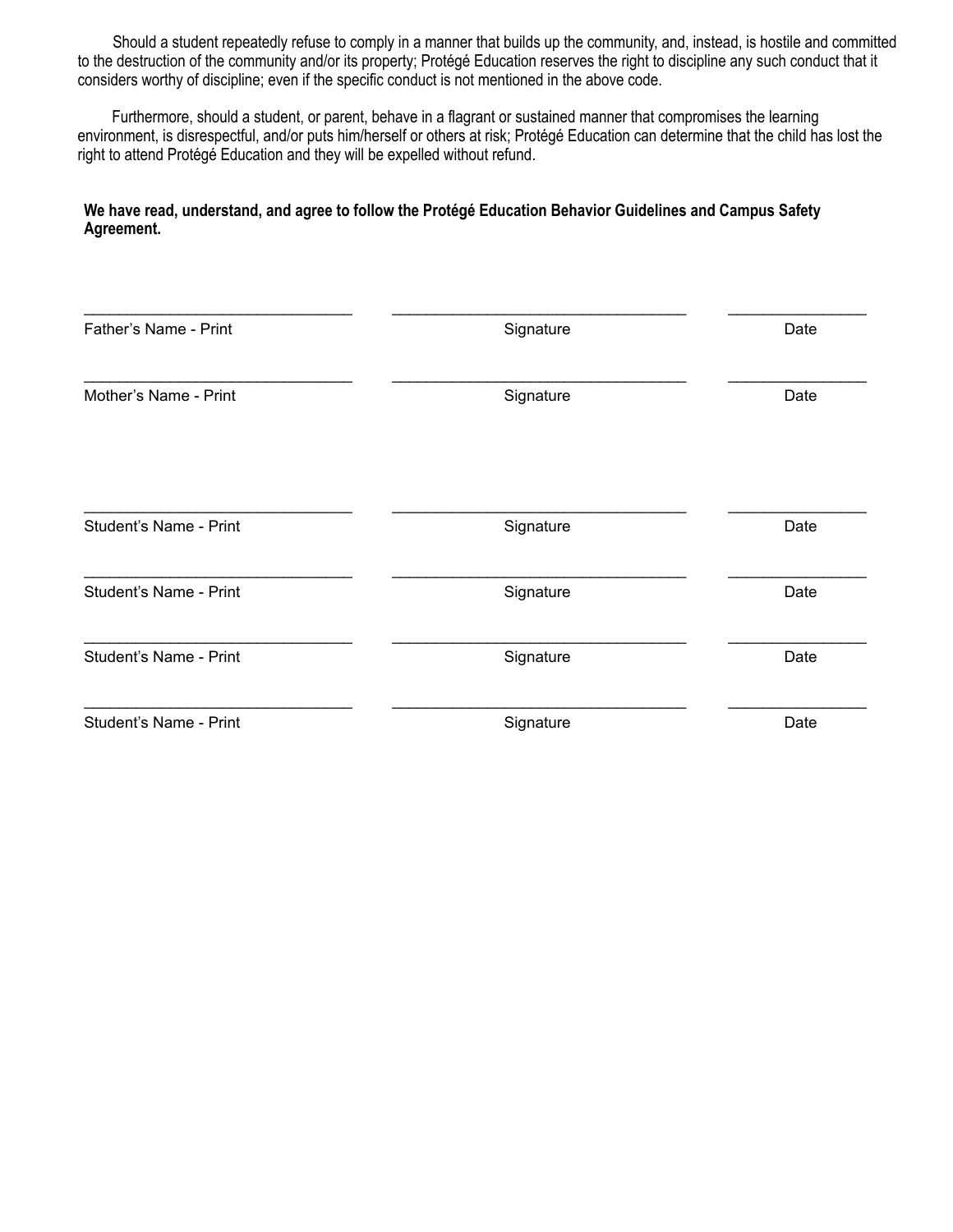Should a student repeatedly refuse to comply in a manner that builds up the community, and, instead, is hostile and committed to the destruction of the community and/or its property; Protégé Education reserves the right to discipline any such conduct that it considers worthy of discipline; even if the specific conduct is not mentioned in the above code.

Furthermore, should a student, or parent, behave in a flagrant or sustained manner that compromises the learning environment, is disrespectful, and/or puts him/herself or others at risk; Protégé Education can determine that the child has lost the right to attend Protégé Education and they will be expelled without refund.

**We have read, understand, and agree to follow the Protégé Education Behavior Guidelines and Campus Safety Agreement.**

| | | |
|---|---|---|
| _______________________________ | __________________________________ | _______________ |
| Father's Name - Print | Signature | Date |
| _______________________________ | __________________________________ | _______________ |
| Mother's Name - Print | Signature | Date |

| | | |
|---|---|---|
| _______________________________ | __________________________________ | _______________ |
| Student's Name - Print | Signature | Date |
| _______________________________ | __________________________________ | _______________ |
| Student's Name - Print | Signature | Date |
| _______________________________ | __________________________________ | _______________ |
| Student's Name - Print | Signature | Date |
| _______________________________ | __________________________________ | _______________ |
| Student's Name - Print | Signature | Date |